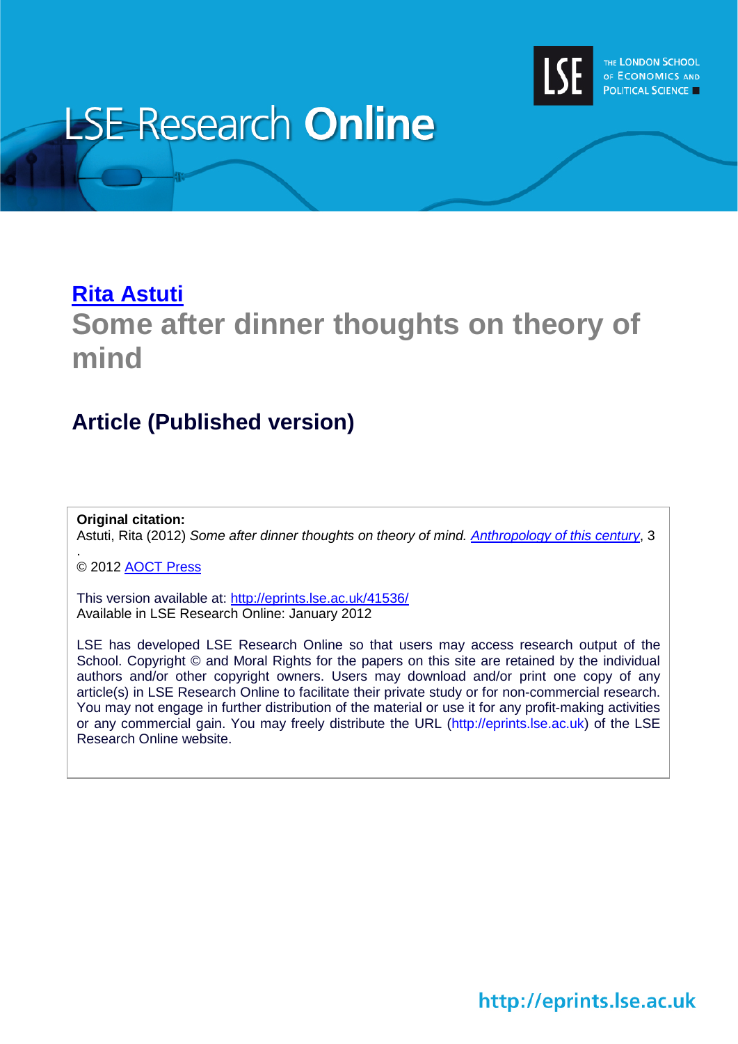LSE Research **Online**

THE LONDON SCHOOL OF ECONOMICS AND POLITICAL SCIENCE

## Rita Astuti

# Some after dinner thoughts on theory of mind

## Article (Published version)

**Original citation:**
Astuti, Rita (2012) *Some after dinner thoughts on theory of mind.* Anthropology of this century, 3
.
© 2012 AOCT Press

This version available at: http://eprints.lse.ac.uk/41536/
Available in LSE Research Online: January 2012

LSE has developed LSE Research Online so that users may access research output of the School. Copyright © and Moral Rights for the papers on this site are retained by the individual authors and/or other copyright owners. Users may download and/or print one copy of any article(s) in LSE Research Online to facilitate their private study or for non-commercial research. You may not engage in further distribution of the material or use it for any profit-making activities or any commercial gain. You may freely distribute the URL (http://eprints.lse.ac.uk) of the LSE Research Online website.

http://eprints.lse.ac.uk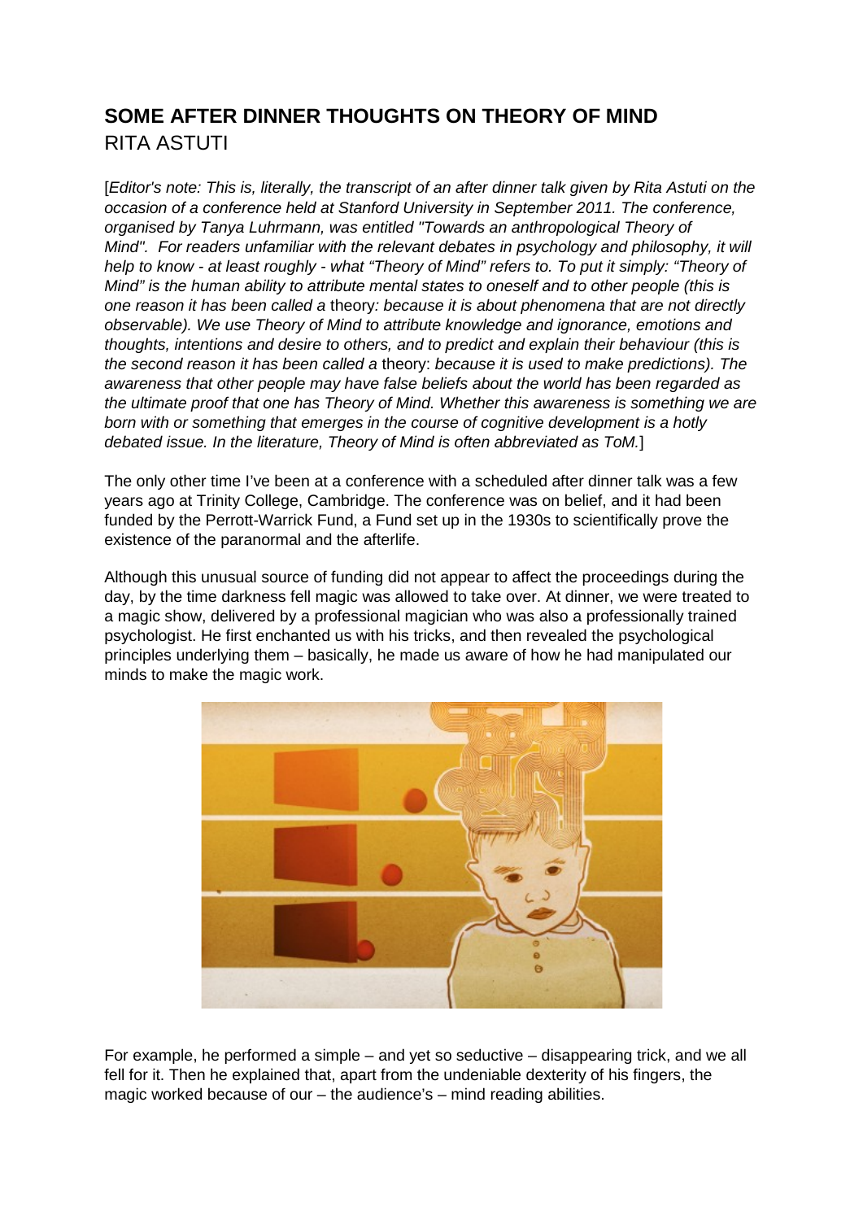# SOME AFTER DINNER THOUGHTS ON THEORY OF MIND

RITA ASTUTI

[*Editor's note: This is, literally, the transcript of an after dinner talk given by Rita Astuti on the occasion of a conference held at Stanford University in September 2011. The conference, organised by Tanya Luhrmann, was entitled "Towards an anthropological Theory of Mind". For readers unfamiliar with the relevant debates in psychology and philosophy, it will help to know - at least roughly - what "Theory of Mind" refers to. To put it simply: "Theory of Mind" is the human ability to attribute mental states to oneself and to other people (this is one reason it has been called a* theory*: because it is about phenomena that are not directly observable). We use Theory of Mind to attribute knowledge and ignorance, emotions and thoughts, intentions and desire to others, and to predict and explain their behaviour (this is the second reason it has been called a* theory*: because it is used to make predictions). The awareness that other people may have false beliefs about the world has been regarded as the ultimate proof that one has Theory of Mind. Whether this awareness is something we are born with or something that emerges in the course of cognitive development is a hotly debated issue. In the literature, Theory of Mind is often abbreviated as ToM.*]

The only other time I've been at a conference with a scheduled after dinner talk was a few years ago at Trinity College, Cambridge. The conference was on belief, and it had been funded by the Perrott-Warrick Fund, a Fund set up in the 1930s to scientifically prove the existence of the paranormal and the afterlife.

Although this unusual source of funding did not appear to affect the proceedings during the day, by the time darkness fell magic was allowed to take over. At dinner, we were treated to a magic show, delivered by a professional magician who was also a professionally trained psychologist. He first enchanted us with his tricks, and then revealed the psychological principles underlying them – basically, he made us aware of how he had manipulated our minds to make the magic work.

For example, he performed a simple – and yet so seductive – disappearing trick, and we all fell for it. Then he explained that, apart from the undeniable dexterity of his fingers, the magic worked because of our – the audience's – mind reading abilities.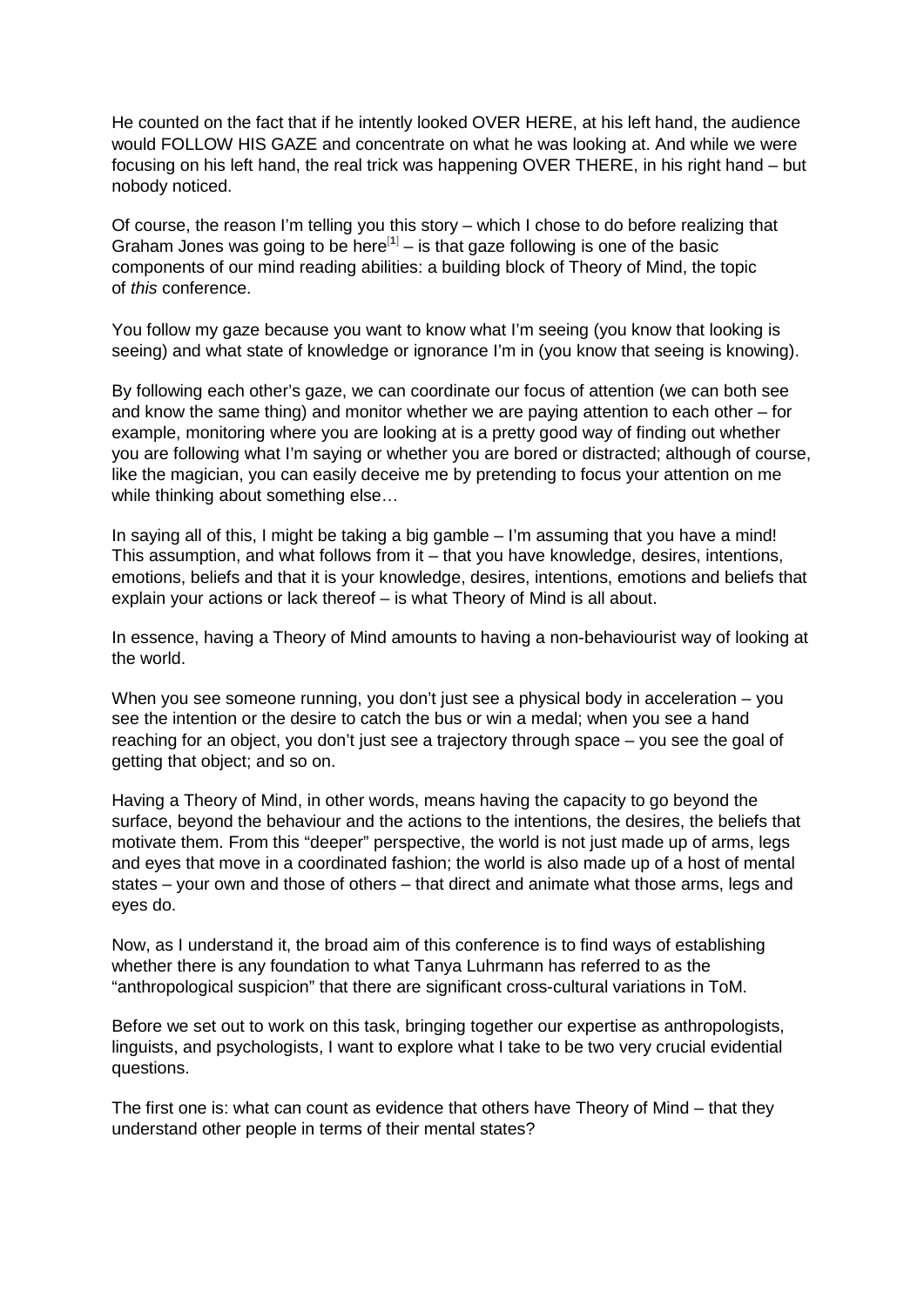He counted on the fact that if he intently looked OVER HERE, at his left hand, the audience would FOLLOW HIS GAZE and concentrate on what he was looking at. And while we were focusing on his left hand, the real trick was happening OVER THERE, in his right hand – but nobody noticed.

Of course, the reason I'm telling you this story – which I chose to do before realizing that Graham Jones was going to be here[1] – is that gaze following is one of the basic components of our mind reading abilities: a building block of Theory of Mind, the topic of *this* conference.

You follow my gaze because you want to know what I'm seeing (you know that looking is seeing) and what state of knowledge or ignorance I'm in (you know that seeing is knowing).

By following each other's gaze, we can coordinate our focus of attention (we can both see and know the same thing) and monitor whether we are paying attention to each other – for example, monitoring where you are looking at is a pretty good way of finding out whether you are following what I'm saying or whether you are bored or distracted; although of course, like the magician, you can easily deceive me by pretending to focus your attention on me while thinking about something else…

In saying all of this, I might be taking a big gamble – I'm assuming that you have a mind! This assumption, and what follows from it – that you have knowledge, desires, intentions, emotions, beliefs and that it is your knowledge, desires, intentions, emotions and beliefs that explain your actions or lack thereof – is what Theory of Mind is all about.

In essence, having a Theory of Mind amounts to having a non-behaviourist way of looking at the world.

When you see someone running, you don't just see a physical body in acceleration – you see the intention or the desire to catch the bus or win a medal; when you see a hand reaching for an object, you don't just see a trajectory through space – you see the goal of getting that object; and so on.

Having a Theory of Mind, in other words, means having the capacity to go beyond the surface, beyond the behaviour and the actions to the intentions, the desires, the beliefs that motivate them. From this "deeper" perspective, the world is not just made up of arms, legs and eyes that move in a coordinated fashion; the world is also made up of a host of mental states – your own and those of others – that direct and animate what those arms, legs and eyes do.

Now, as I understand it, the broad aim of this conference is to find ways of establishing whether there is any foundation to what Tanya Luhrmann has referred to as the "anthropological suspicion" that there are significant cross-cultural variations in ToM.

Before we set out to work on this task, bringing together our expertise as anthropologists, linguists, and psychologists, I want to explore what I take to be two very crucial evidential questions.

The first one is: what can count as evidence that others have Theory of Mind – that they understand other people in terms of their mental states?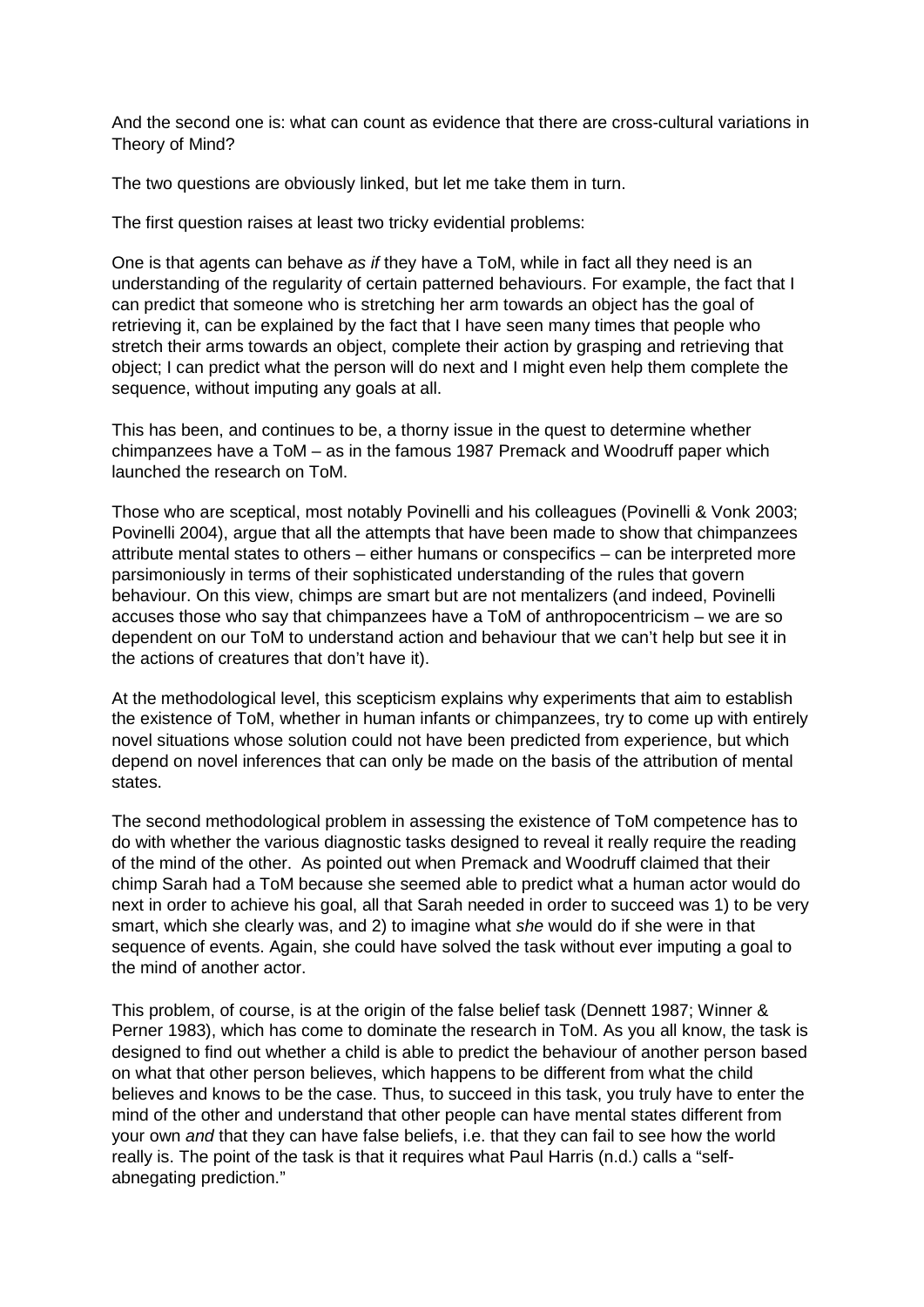And the second one is: what can count as evidence that there are cross-cultural variations in Theory of Mind?

The two questions are obviously linked, but let me take them in turn.

The first question raises at least two tricky evidential problems:

One is that agents can behave *as if* they have a ToM, while in fact all they need is an understanding of the regularity of certain patterned behaviours. For example, the fact that I can predict that someone who is stretching her arm towards an object has the goal of retrieving it, can be explained by the fact that I have seen many times that people who stretch their arms towards an object, complete their action by grasping and retrieving that object; I can predict what the person will do next and I might even help them complete the sequence, without imputing any goals at all.

This has been, and continues to be, a thorny issue in the quest to determine whether chimpanzees have a ToM – as in the famous 1987 Premack and Woodruff paper which launched the research on ToM.

Those who are sceptical, most notably Povinelli and his colleagues (Povinelli & Vonk 2003; Povinelli 2004), argue that all the attempts that have been made to show that chimpanzees attribute mental states to others – either humans or conspecifics – can be interpreted more parsimoniously in terms of their sophisticated understanding of the rules that govern behaviour. On this view, chimps are smart but are not mentalizers (and indeed, Povinelli accuses those who say that chimpanzees have a ToM of anthropocentricism – we are so dependent on our ToM to understand action and behaviour that we can't help but see it in the actions of creatures that don't have it).

At the methodological level, this scepticism explains why experiments that aim to establish the existence of ToM, whether in human infants or chimpanzees, try to come up with entirely novel situations whose solution could not have been predicted from experience, but which depend on novel inferences that can only be made on the basis of the attribution of mental states.

The second methodological problem in assessing the existence of ToM competence has to do with whether the various diagnostic tasks designed to reveal it really require the reading of the mind of the other. As pointed out when Premack and Woodruff claimed that their chimp Sarah had a ToM because she seemed able to predict what a human actor would do next in order to achieve his goal, all that Sarah needed in order to succeed was 1) to be very smart, which she clearly was, and 2) to imagine what *she* would do if she were in that sequence of events. Again, she could have solved the task without ever imputing a goal to the mind of another actor.

This problem, of course, is at the origin of the false belief task (Dennett 1987; Winner & Perner 1983), which has come to dominate the research in ToM. As you all know, the task is designed to find out whether a child is able to predict the behaviour of another person based on what that other person believes, which happens to be different from what the child believes and knows to be the case. Thus, to succeed in this task, you truly have to enter the mind of the other and understand that other people can have mental states different from your own *and* that they can have false beliefs, i.e. that they can fail to see how the world really is. The point of the task is that it requires what Paul Harris (n.d.) calls a "self-abnegating prediction."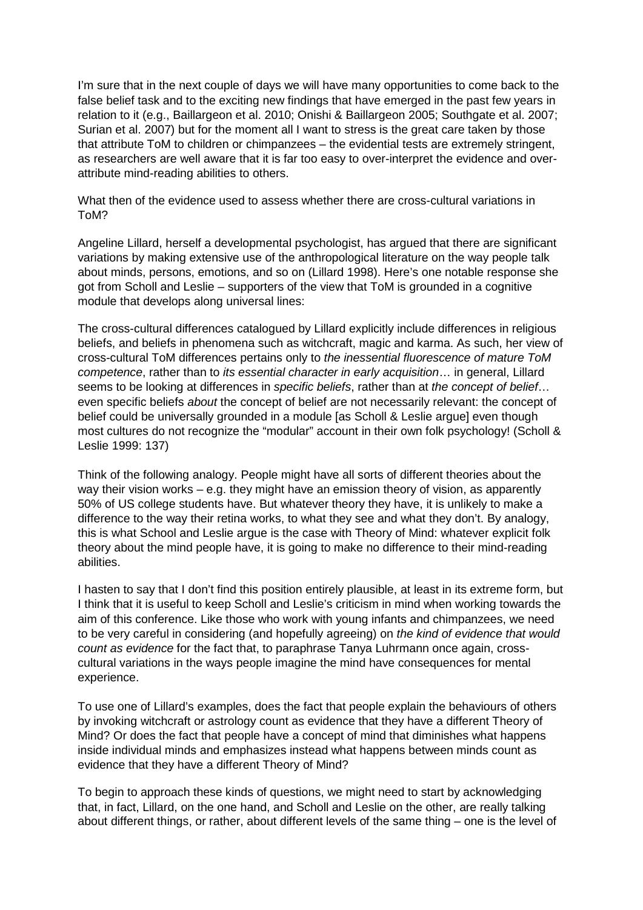I'm sure that in the next couple of days we will have many opportunities to come back to the false belief task and to the exciting new findings that have emerged in the past few years in relation to it (e.g., Baillargeon et al. 2010; Onishi & Baillargeon 2005; Southgate et al. 2007; Surian et al. 2007) but for the moment all I want to stress is the great care taken by those that attribute ToM to children or chimpanzees – the evidential tests are extremely stringent, as researchers are well aware that it is far too easy to over-interpret the evidence and over-attribute mind-reading abilities to others.

What then of the evidence used to assess whether there are cross-cultural variations in ToM?

Angeline Lillard, herself a developmental psychologist, has argued that there are significant variations by making extensive use of the anthropological literature on the way people talk about minds, persons, emotions, and so on (Lillard 1998). Here's one notable response she got from Scholl and Leslie – supporters of the view that ToM is grounded in a cognitive module that develops along universal lines:

The cross-cultural differences catalogued by Lillard explicitly include differences in religious beliefs, and beliefs in phenomena such as witchcraft, magic and karma. As such, her view of cross-cultural ToM differences pertains only to *the inessential fluorescence of mature ToM competence*, rather than to *its essential character in early acquisition*… in general, Lillard seems to be looking at differences in *specific beliefs*, rather than at *the concept of belief*… even specific beliefs *about* the concept of belief are not necessarily relevant: the concept of belief could be universally grounded in a module [as Scholl & Leslie argue] even though most cultures do not recognize the "modular" account in their own folk psychology! (Scholl & Leslie 1999: 137)

Think of the following analogy. People might have all sorts of different theories about the way their vision works – e.g. they might have an emission theory of vision, as apparently 50% of US college students have. But whatever theory they have, it is unlikely to make a difference to the way their retina works, to what they see and what they don't. By analogy, this is what School and Leslie argue is the case with Theory of Mind: whatever explicit folk theory about the mind people have, it is going to make no difference to their mind-reading abilities.

I hasten to say that I don't find this position entirely plausible, at least in its extreme form, but I think that it is useful to keep Scholl and Leslie's criticism in mind when working towards the aim of this conference. Like those who work with young infants and chimpanzees, we need to be very careful in considering (and hopefully agreeing) on *the kind of evidence that would count as evidence* for the fact that, to paraphrase Tanya Luhrmann once again, cross-cultural variations in the ways people imagine the mind have consequences for mental experience.

To use one of Lillard's examples, does the fact that people explain the behaviours of others by invoking witchcraft or astrology count as evidence that they have a different Theory of Mind? Or does the fact that people have a concept of mind that diminishes what happens inside individual minds and emphasizes instead what happens between minds count as evidence that they have a different Theory of Mind?

To begin to approach these kinds of questions, we might need to start by acknowledging that, in fact, Lillard, on the one hand, and Scholl and Leslie on the other, are really talking about different things, or rather, about different levels of the same thing – one is the level of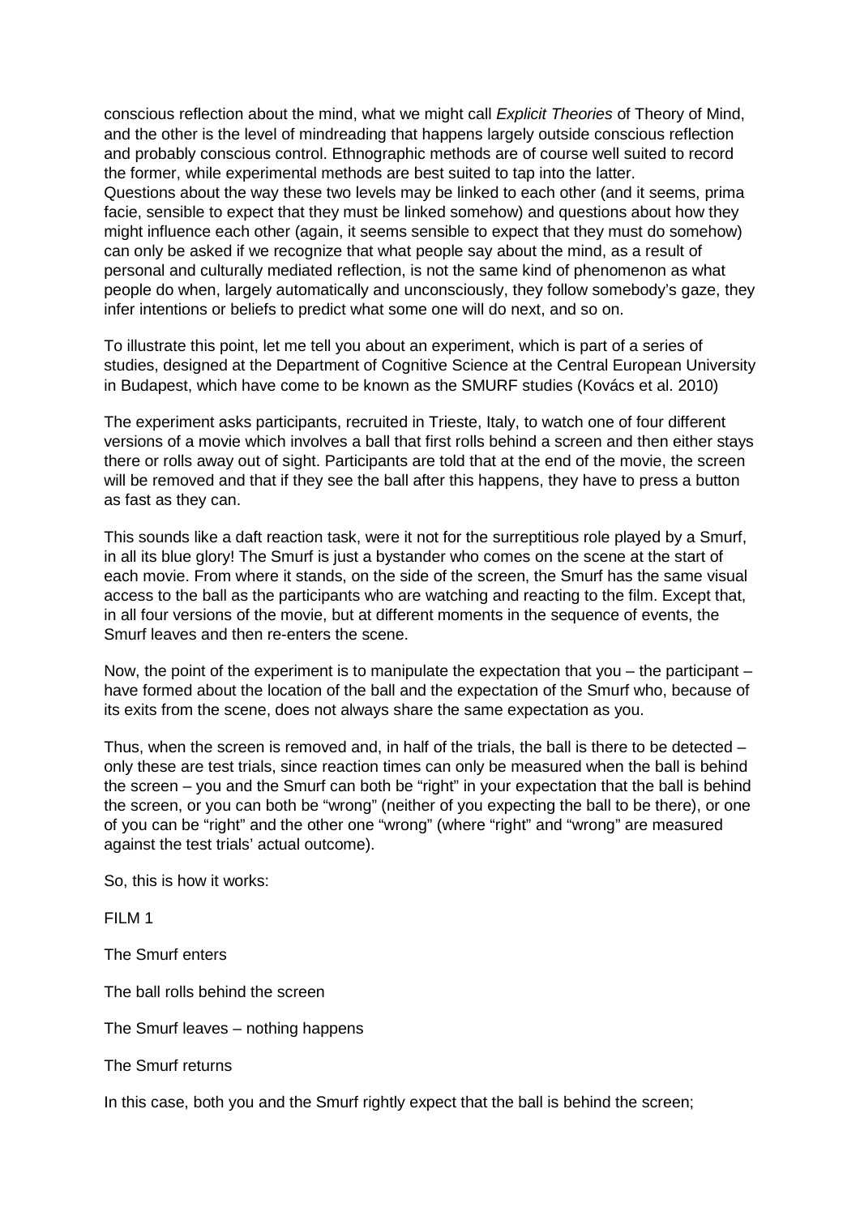conscious reflection about the mind, what we might call *Explicit Theories* of Theory of Mind, and the other is the level of mindreading that happens largely outside conscious reflection and probably conscious control. Ethnographic methods are of course well suited to record the former, while experimental methods are best suited to tap into the latter.
Questions about the way these two levels may be linked to each other (and it seems, prima facie, sensible to expect that they must be linked somehow) and questions about how they might influence each other (again, it seems sensible to expect that they must do somehow) can only be asked if we recognize that what people say about the mind, as a result of personal and culturally mediated reflection, is not the same kind of phenomenon as what people do when, largely automatically and unconsciously, they follow somebody's gaze, they infer intentions or beliefs to predict what some one will do next, and so on.

To illustrate this point, let me tell you about an experiment, which is part of a series of studies, designed at the Department of Cognitive Science at the Central European University in Budapest, which have come to be known as the SMURF studies (Kovács et al. 2010)

The experiment asks participants, recruited in Trieste, Italy, to watch one of four different versions of a movie which involves a ball that first rolls behind a screen and then either stays there or rolls away out of sight. Participants are told that at the end of the movie, the screen will be removed and that if they see the ball after this happens, they have to press a button as fast as they can.

This sounds like a daft reaction task, were it not for the surreptitious role played by a Smurf, in all its blue glory! The Smurf is just a bystander who comes on the scene at the start of each movie. From where it stands, on the side of the screen, the Smurf has the same visual access to the ball as the participants who are watching and reacting to the film. Except that, in all four versions of the movie, but at different moments in the sequence of events, the Smurf leaves and then re-enters the scene.

Now, the point of the experiment is to manipulate the expectation that you – the participant – have formed about the location of the ball and the expectation of the Smurf who, because of its exits from the scene, does not always share the same expectation as you.

Thus, when the screen is removed and, in half of the trials, the ball is there to be detected – only these are test trials, since reaction times can only be measured when the ball is behind the screen – you and the Smurf can both be "right" in your expectation that the ball is behind the screen, or you can both be "wrong" (neither of you expecting the ball to be there), or one of you can be "right" and the other one "wrong" (where "right" and "wrong" are measured against the test trials' actual outcome).

So, this is how it works:

FILM 1

The Smurf enters

The ball rolls behind the screen

The Smurf leaves – nothing happens

The Smurf returns

In this case, both you and the Smurf rightly expect that the ball is behind the screen;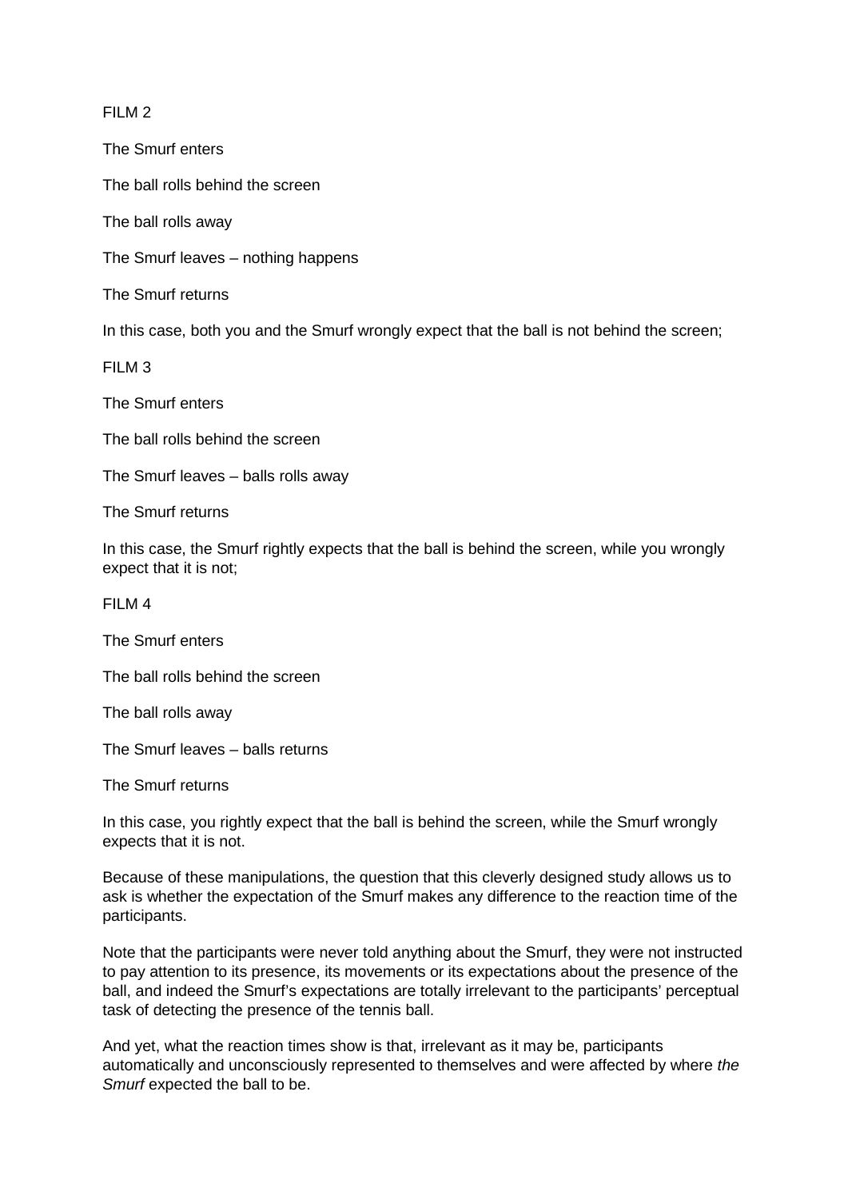FILM 2

The Smurf enters

The ball rolls behind the screen

The ball rolls away

The Smurf leaves – nothing happens

The Smurf returns

In this case, both you and the Smurf wrongly expect that the ball is not behind the screen;

FILM 3

The Smurf enters

The ball rolls behind the screen

The Smurf leaves – balls rolls away

The Smurf returns

In this case, the Smurf rightly expects that the ball is behind the screen, while you wrongly expect that it is not;

FILM 4

The Smurf enters

The ball rolls behind the screen

The ball rolls away

The Smurf leaves – balls returns

The Smurf returns

In this case, you rightly expect that the ball is behind the screen, while the Smurf wrongly expects that it is not.

Because of these manipulations, the question that this cleverly designed study allows us to ask is whether the expectation of the Smurf makes any difference to the reaction time of the participants.

Note that the participants were never told anything about the Smurf, they were not instructed to pay attention to its presence, its movements or its expectations about the presence of the ball, and indeed the Smurf's expectations are totally irrelevant to the participants' perceptual task of detecting the presence of the tennis ball.

And yet, what the reaction times show is that, irrelevant as it may be, participants automatically and unconsciously represented to themselves and were affected by where *the Smurf* expected the ball to be.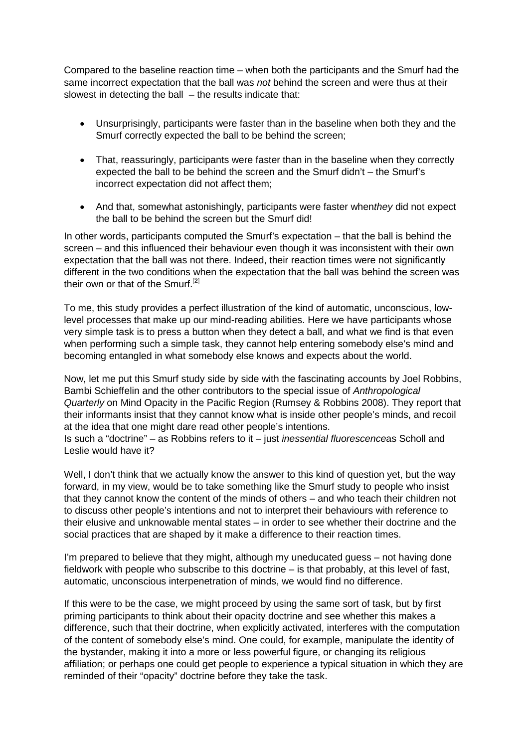Compared to the baseline reaction time – when both the participants and the Smurf had the same incorrect expectation that the ball was *not* behind the screen and were thus at their slowest in detecting the ball – the results indicate that:

- Unsurprisingly, participants were faster than in the baseline when both they and the Smurf correctly expected the ball to be behind the screen;
- That, reassuringly, participants were faster than in the baseline when they correctly expected the ball to be behind the screen and the Smurf didn't – the Smurf's incorrect expectation did not affect them;
- And that, somewhat astonishingly, participants were faster when*they* did not expect the ball to be behind the screen but the Smurf did!

In other words, participants computed the Smurf's expectation – that the ball is behind the screen – and this influenced their behaviour even though it was inconsistent with their own expectation that the ball was not there. Indeed, their reaction times were not significantly different in the two conditions when the expectation that the ball was behind the screen was their own or that of the Smurf.[2]

To me, this study provides a perfect illustration of the kind of automatic, unconscious, low-level processes that make up our mind-reading abilities. Here we have participants whose very simple task is to press a button when they detect a ball, and what we find is that even when performing such a simple task, they cannot help entering somebody else's mind and becoming entangled in what somebody else knows and expects about the world.

Now, let me put this Smurf study side by side with the fascinating accounts by Joel Robbins, Bambi Schieffelin and the other contributors to the special issue of *Anthropological Quarterly* on Mind Opacity in the Pacific Region (Rumsey & Robbins 2008). They report that their informants insist that they cannot know what is inside other people's minds, and recoil at the idea that one might dare read other people's intentions.
Is such a "doctrine" – as Robbins refers to it – just *inessential fluorescence*as Scholl and Leslie would have it?

Well, I don't think that we actually know the answer to this kind of question yet, but the way forward, in my view, would be to take something like the Smurf study to people who insist that they cannot know the content of the minds of others – and who teach their children not to discuss other people's intentions and not to interpret their behaviours with reference to their elusive and unknowable mental states – in order to see whether their doctrine and the social practices that are shaped by it make a difference to their reaction times.

I'm prepared to believe that they might, although my uneducated guess – not having done fieldwork with people who subscribe to this doctrine – is that probably, at this level of fast, automatic, unconscious interpenetration of minds, we would find no difference.

If this were to be the case, we might proceed by using the same sort of task, but by first priming participants to think about their opacity doctrine and see whether this makes a difference, such that their doctrine, when explicitly activated, interferes with the computation of the content of somebody else's mind. One could, for example, manipulate the identity of the bystander, making it into a more or less powerful figure, or changing its religious affiliation; or perhaps one could get people to experience a typical situation in which they are reminded of their "opacity" doctrine before they take the task.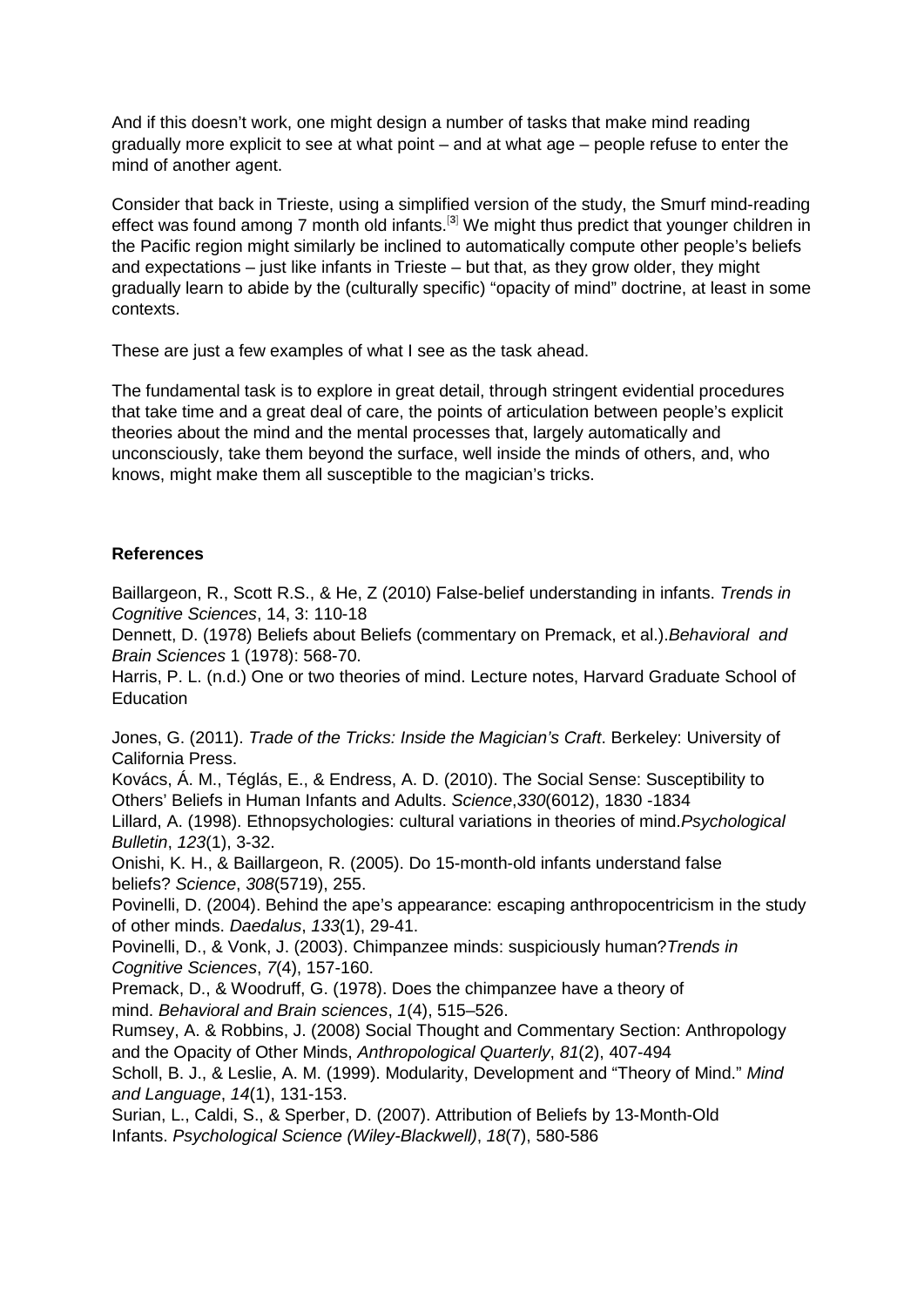And if this doesn't work, one might design a number of tasks that make mind reading gradually more explicit to see at what point – and at what age – people refuse to enter the mind of another agent.

Consider that back in Trieste, using a simplified version of the study, the Smurf mind-reading effect was found among 7 month old infants.[3] We might thus predict that younger children in the Pacific region might similarly be inclined to automatically compute other people's beliefs and expectations – just like infants in Trieste – but that, as they grow older, they might gradually learn to abide by the (culturally specific) "opacity of mind" doctrine, at least in some contexts.

These are just a few examples of what I see as the task ahead.

The fundamental task is to explore in great detail, through stringent evidential procedures that take time and a great deal of care, the points of articulation between people's explicit theories about the mind and the mental processes that, largely automatically and unconsciously, take them beyond the surface, well inside the minds of others, and, who knows, might make them all susceptible to the magician's tricks.

**References**

Baillargeon, R., Scott R.S., & He, Z (2010) False-belief understanding in infants. *Trends in Cognitive Sciences*, 14, 3: 110-18

Dennett, D. (1978) Beliefs about Beliefs (commentary on Premack, et al.).*Behavioral and Brain Sciences* 1 (1978): 568-70.

Harris, P. L. (n.d.) One or two theories of mind. Lecture notes, Harvard Graduate School of Education

Jones, G. (2011). *Trade of the Tricks: Inside the Magician's Craft*. Berkeley: University of California Press.

Kovács, Á. M., Téglás, E., & Endress, A. D. (2010). The Social Sense: Susceptibility to Others' Beliefs in Human Infants and Adults. *Science*,*330*(6012), 1830 -1834

Lillard, A. (1998). Ethnopsychologies: cultural variations in theories of mind.*Psychological Bulletin*, *123*(1), 3-32.

Onishi, K. H., & Baillargeon, R. (2005). Do 15-month-old infants understand false beliefs? *Science*, *308*(5719), 255.

Povinelli, D. (2004). Behind the ape's appearance: escaping anthropocentricism in the study of other minds. *Daedalus*, *133*(1), 29-41.

Povinelli, D., & Vonk, J. (2003). Chimpanzee minds: suspiciously human?*Trends in Cognitive Sciences*, *7*(4), 157-160.

Premack, D., & Woodruff, G. (1978). Does the chimpanzee have a theory of mind. *Behavioral and Brain sciences*, *1*(4), 515–526.

Rumsey, A. & Robbins, J. (2008) Social Thought and Commentary Section: Anthropology and the Opacity of Other Minds, *Anthropological Quarterly*, *81*(2), 407-494

Scholl, B. J., & Leslie, A. M. (1999). Modularity, Development and "Theory of Mind." *Mind and Language*, *14*(1), 131-153.

Surian, L., Caldi, S., & Sperber, D. (2007). Attribution of Beliefs by 13-Month-Old Infants. *Psychological Science (Wiley-Blackwell)*, *18*(7), 580-586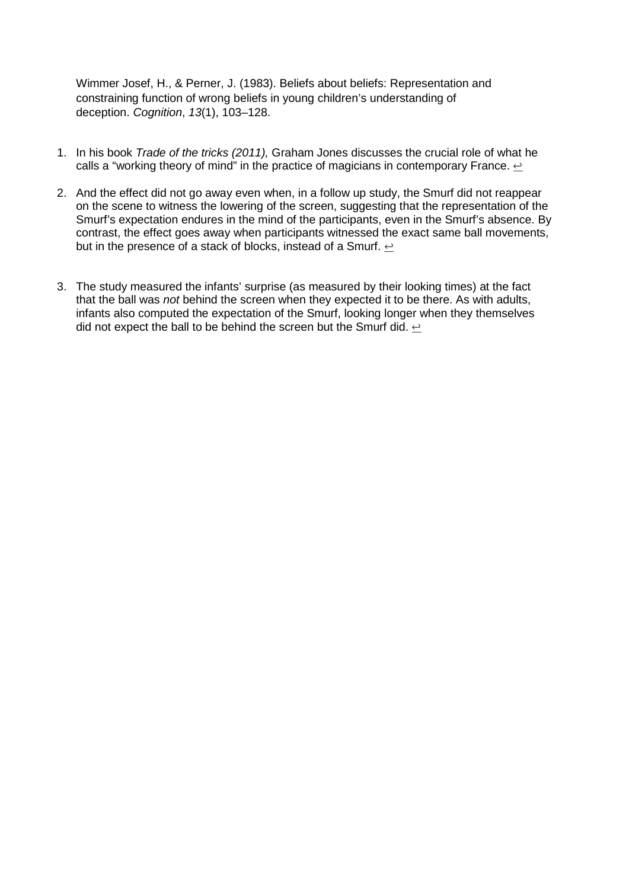Wimmer Josef, H., & Perner, J. (1983). Beliefs about beliefs: Representation and constraining function of wrong beliefs in young children's understanding of deception. *Cognition*, *13*(1), 103–128.

1. In his book *Trade of the tricks (2011),* Graham Jones discusses the crucial role of what he calls a "working theory of mind" in the practice of magicians in contemporary France. ↩

2. And the effect did not go away even when, in a follow up study, the Smurf did not reappear on the scene to witness the lowering of the screen, suggesting that the representation of the Smurf's expectation endures in the mind of the participants, even in the Smurf's absence. By contrast, the effect goes away when participants witnessed the exact same ball movements, but in the presence of a stack of blocks, instead of a Smurf. ↩

3. The study measured the infants' surprise (as measured by their looking times) at the fact that the ball was *not* behind the screen when they expected it to be there. As with adults, infants also computed the expectation of the Smurf, looking longer when they themselves did not expect the ball to be behind the screen but the Smurf did. ↩